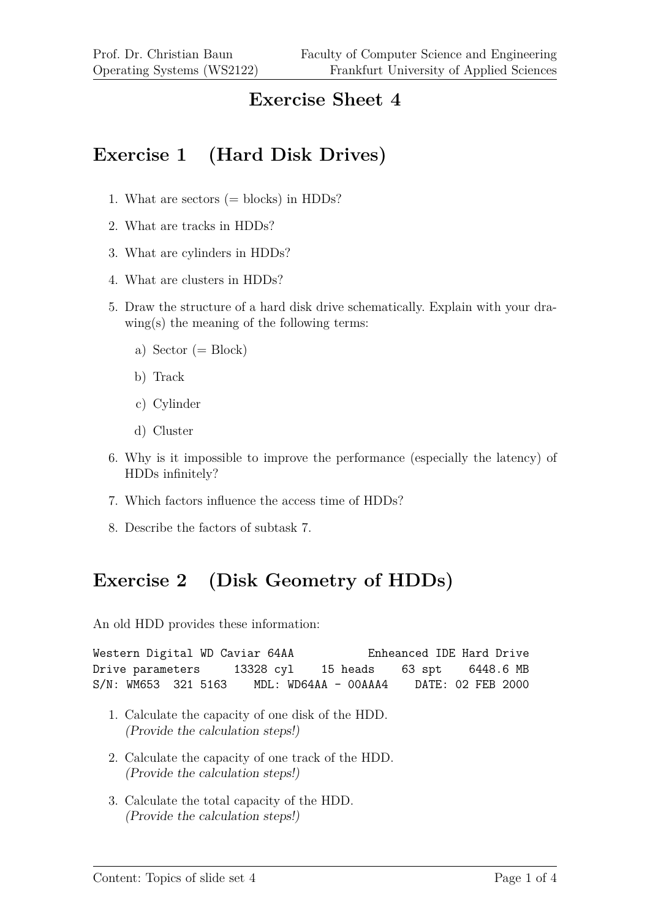# Exercise Sheet 4

## Exercise 1 (Hard Disk Drives)

1. What are sectors (= blocks) in HDDs?
2. What are tracks in HDDs?
3. What are cylinders in HDDs?
4. What are clusters in HDDs?
5. Draw the structure of a hard disk drive schematically. Explain with your drawing(s) the meaning of the following terms:
   a) Sector (= Block)
   b) Track
   c) Cylinder
   d) Cluster
6. Why is it impossible to improve the performance (especially the latency) of HDDs infinitely?
7. Which factors influence the access time of HDDs?
8. Describe the factors of subtask 7.

## Exercise 2 (Disk Geometry of HDDs)

An old HDD provides these information:

```
Western Digital WD Caviar 64AA           Enheanced IDE Hard Drive
Drive parameters     13328 cyl    15 heads    63 spt    6448.6 MB
S/N: WM653  321 5163    MDL: WD64AA - 00AAA4    DATE: 02 FEB 2000
```

1. Calculate the capacity of one disk of the HDD.
   *(Provide the calculation steps!)*
2. Calculate the capacity of one track of the HDD.
   *(Provide the calculation steps!)*
3. Calculate the total capacity of the HDD.
   *(Provide the calculation steps!)*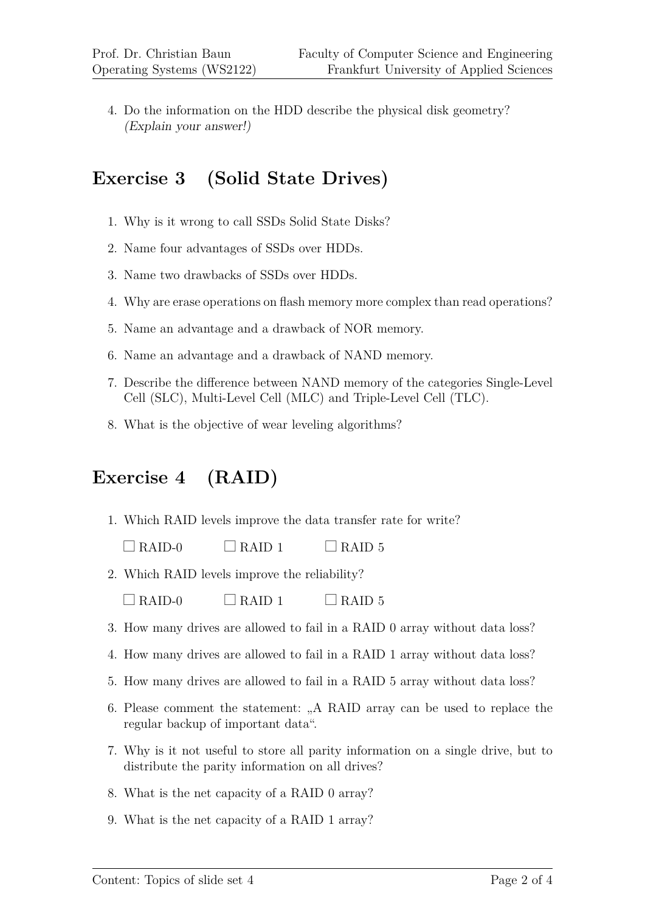4. Do the information on the HDD describe the physical disk geometry? *(Explain your answer!)*

## Exercise 3 (Solid State Drives)

1. Why is it wrong to call SSDs Solid State Disks?
2. Name four advantages of SSDs over HDDs.
3. Name two drawbacks of SSDs over HDDs.
4. Why are erase operations on flash memory more complex than read operations?
5. Name an advantage and a drawback of NOR memory.
6. Name an advantage and a drawback of NAND memory.
7. Describe the difference between NAND memory of the categories Single-Level Cell (SLC), Multi-Level Cell (MLC) and Triple-Level Cell (TLC).
8. What is the objective of wear leveling algorithms?

## Exercise 4 (RAID)

1. Which RAID levels improve the data transfer rate for write?

   ☐ RAID-0 ☐ RAID 1 ☐ RAID 5

2. Which RAID levels improve the reliability?

   ☐ RAID-0 ☐ RAID 1 ☐ RAID 5

3. How many drives are allowed to fail in a RAID 0 array without data loss?
4. How many drives are allowed to fail in a RAID 1 array without data loss?
5. How many drives are allowed to fail in a RAID 5 array without data loss?
6. Please comment the statement: „A RAID array can be used to replace the regular backup of important data".
7. Why is it not useful to store all parity information on a single drive, but to distribute the parity information on all drives?
8. What is the net capacity of a RAID 0 array?
9. What is the net capacity of a RAID 1 array?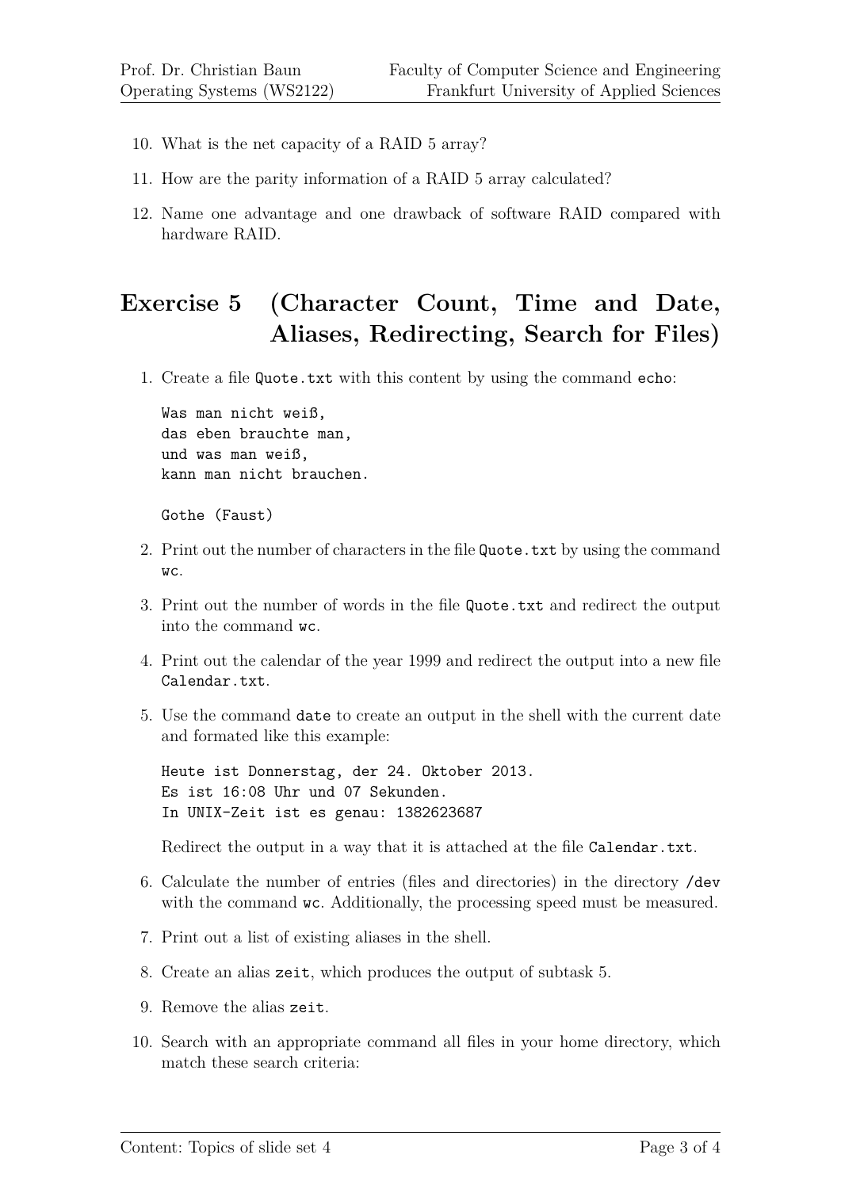10. What is the net capacity of a RAID 5 array?
11. How are the parity information of a RAID 5 array calculated?
12. Name one advantage and one drawback of software RAID compared with hardware RAID.

## Exercise 5 (Character Count, Time and Date, Aliases, Redirecting, Search for Files)

1. Create a file `Quote.txt` with this content by using the command `echo`:

   ```
   Was man nicht weiß,
   das eben brauchte man,
   und was man weiß,
   kann man nicht brauchen.

   Gothe (Faust)
   ```

2. Print out the number of characters in the file `Quote.txt` by using the command `wc`.
3. Print out the number of words in the file `Quote.txt` and redirect the output into the command `wc`.
4. Print out the calendar of the year 1999 and redirect the output into a new file `Calendar.txt`.
5. Use the command `date` to create an output in the shell with the current date and formated like this example:

   ```
   Heute ist Donnerstag, der 24. Oktober 2013.
   Es ist 16:08 Uhr und 07 Sekunden.
   In UNIX-Zeit ist es genau: 1382623687
   ```

   Redirect the output in a way that it is attached at the file `Calendar.txt`.
6. Calculate the number of entries (files and directories) in the directory `/dev` with the command `wc`. Additionally, the processing speed must be measured.
7. Print out a list of existing aliases in the shell.
8. Create an alias `zeit`, which produces the output of subtask 5.
9. Remove the alias `zeit`.
10. Search with an appropriate command all files in your home directory, which match these search criteria: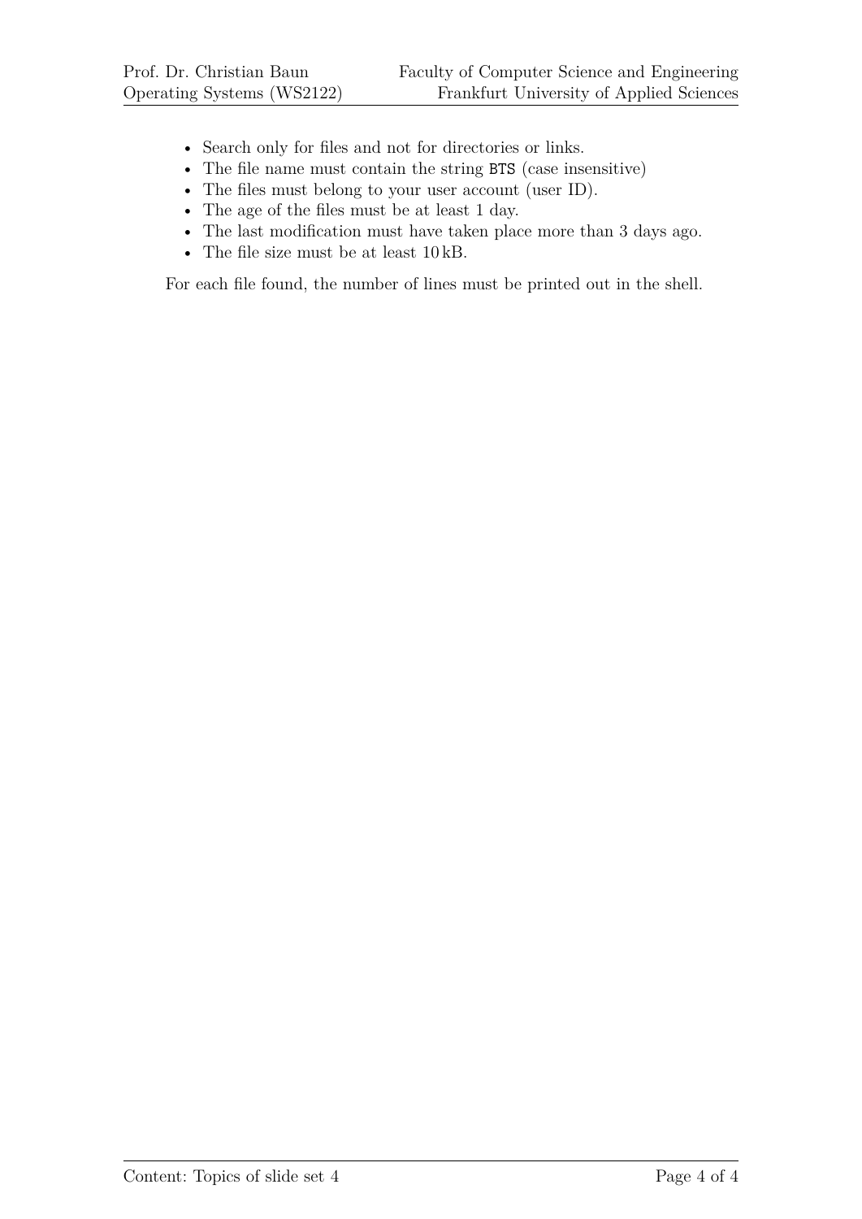- Search only for files and not for directories or links.
- The file name must contain the string `BTS` (case insensitive)
- The files must belong to your user account (user ID).
- The age of the files must be at least 1 day.
- The last modification must have taken place more than 3 days ago.
- The file size must be at least 10 kB.

For each file found, the number of lines must be printed out in the shell.